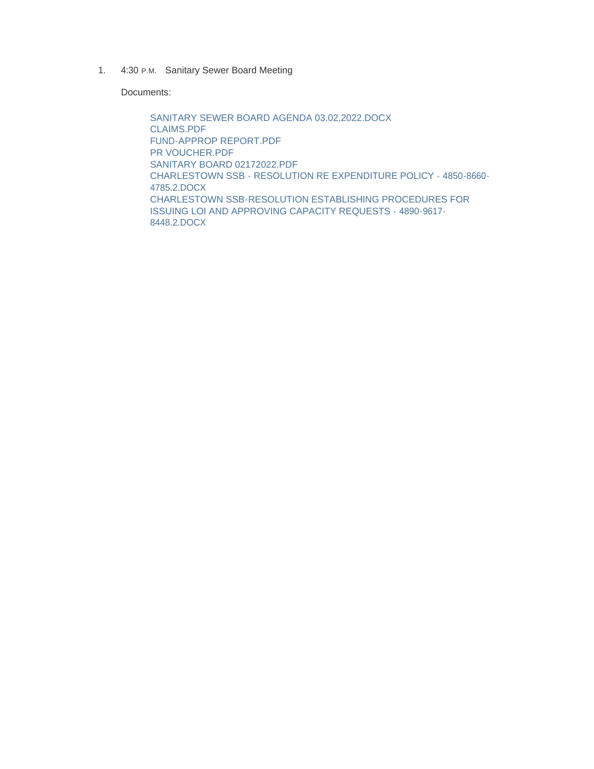1. 4:30 P.M. Sanitary Sewer Board Meeting

   Documents:

   - SANITARY SEWER BOARD AGENDA 03.02.2022.DOCX
   - CLAIMS.PDF
   - FUND-APPROP REPORT.PDF
   - PR VOUCHER.PDF
   - SANITARY BOARD 02172022.PDF
   - CHARLESTOWN SSB - RESOLUTION RE EXPENDITURE POLICY - 4850-8660-4785.2.DOCX
   - CHARLESTOWN SSB-RESOLUTION ESTABLISHING PROCEDURES FOR ISSUING LOI AND APPROVING CAPACITY REQUESTS - 4890-9617-8448.2.DOCX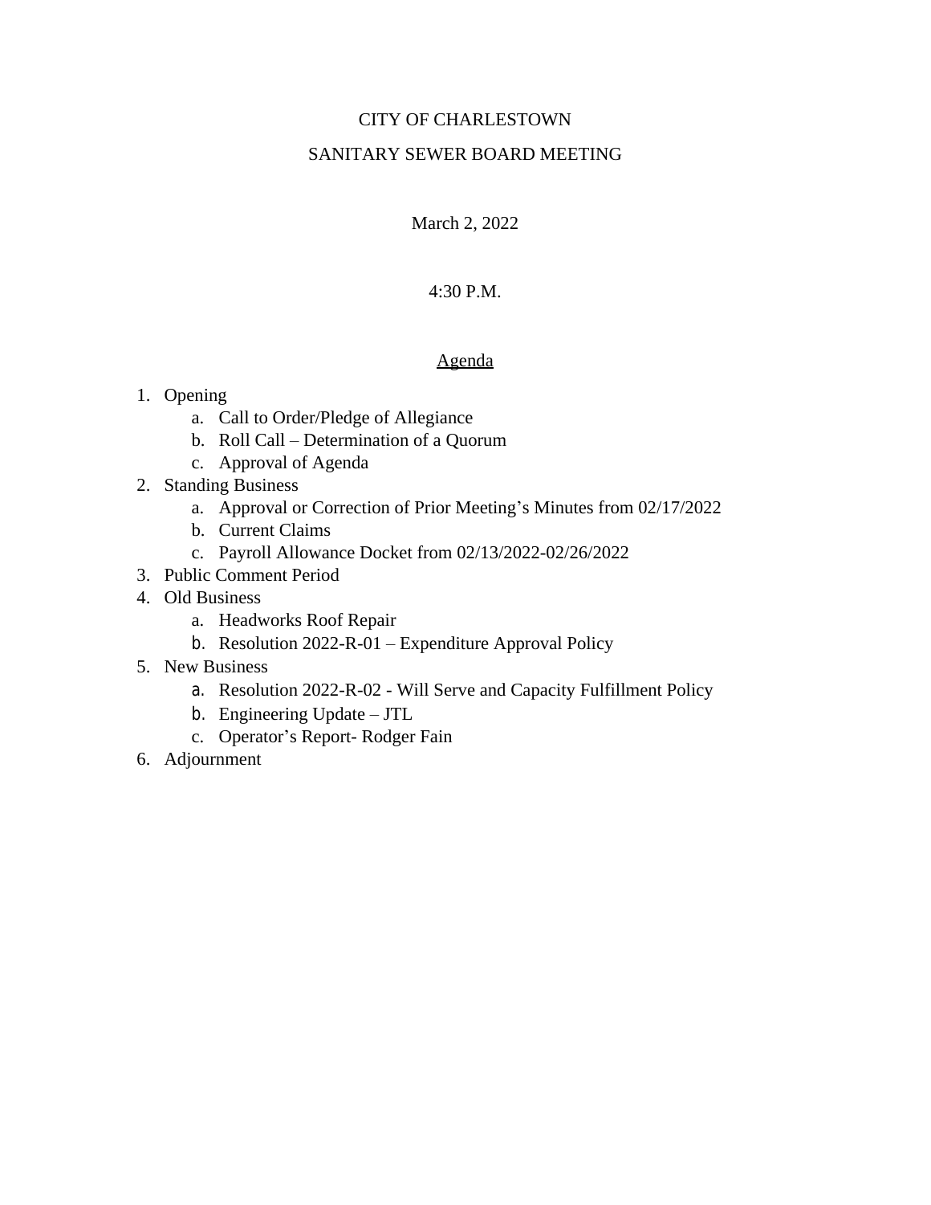# CITY OF CHARLESTOWN

## SANITARY SEWER BOARD MEETING

March 2, 2022

4:30 P.M.

## Agenda

1. Opening
    a. Call to Order/Pledge of Allegiance
    b. Roll Call – Determination of a Quorum
    c. Approval of Agenda
2. Standing Business
    a. Approval or Correction of Prior Meeting's Minutes from 02/17/2022
    b. Current Claims
    c. Payroll Allowance Docket from 02/13/2022-02/26/2022
3. Public Comment Period
4. Old Business
    a. Headworks Roof Repair
    b. Resolution 2022-R-01 – Expenditure Approval Policy
5. New Business
    a. Resolution 2022-R-02 - Will Serve and Capacity Fulfillment Policy
    b. Engineering Update – JTL
    c. Operator's Report- Rodger Fain
6. Adjournment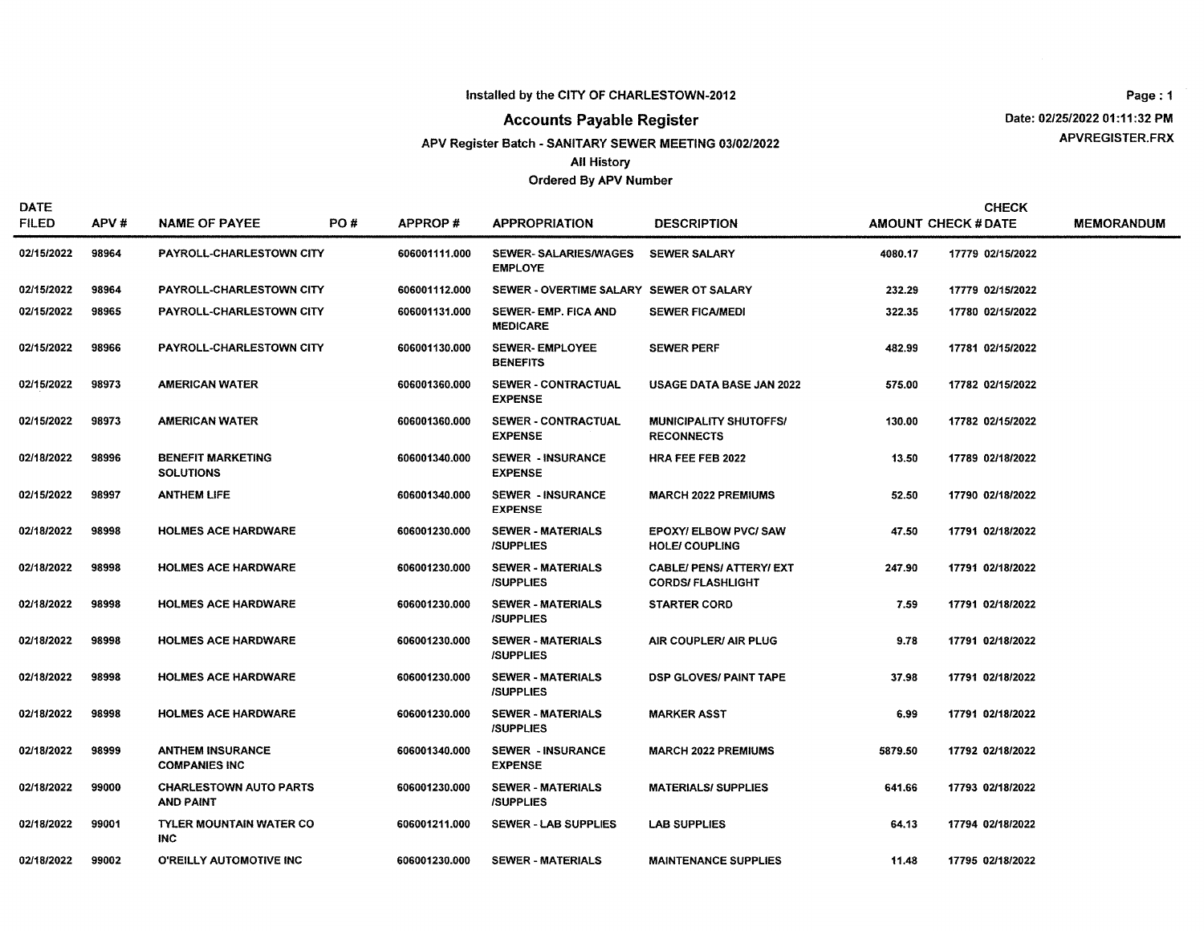Installed by the CITY OF CHARLESTOWN-2012

# Accounts Payable Register

APV Register Batch - SANITARY SEWER MEETING 03/02/2022

All History

Ordered By APV Number

Date: 02/25/2022 01:11:32 PM

APVREGISTER.FRX

| DATE FILED | APV # | NAME OF PAYEE | PO # | APPROP # | APPROPRIATION | DESCRIPTION | AMOUNT | CHECK # | CHECK DATE | MEMORANDUM |
|---|---|---|---|---|---|---|---|---|---|---|
| 02/15/2022 | 98964 | PAYROLL-CHARLESTOWN CITY | | 606001111.000 | SEWER- SALARIES/WAGES EMPLOYE | SEWER SALARY | 4080.17 | 17779 | 02/15/2022 | |
| 02/15/2022 | 98964 | PAYROLL-CHARLESTOWN CITY | | 606001112.000 | SEWER - OVERTIME SALARY | SEWER OT SALARY | 232.29 | 17779 | 02/15/2022 | |
| 02/15/2022 | 98965 | PAYROLL-CHARLESTOWN CITY | | 606001131.000 | SEWER- EMP. FICA AND MEDICARE | SEWER FICA/MEDI | 322.35 | 17780 | 02/15/2022 | |
| 02/15/2022 | 98966 | PAYROLL-CHARLESTOWN CITY | | 606001130.000 | SEWER- EMPLOYEE BENEFITS | SEWER PERF | 482.99 | 17781 | 02/15/2022 | |
| 02/15/2022 | 98973 | AMERICAN WATER | | 606001360.000 | SEWER - CONTRACTUAL EXPENSE | USAGE DATA BASE JAN 2022 | 575.00 | 17782 | 02/15/2022 | |
| 02/15/2022 | 98973 | AMERICAN WATER | | 606001360.000 | SEWER - CONTRACTUAL EXPENSE | MUNICIPALITY SHUTOFFS/ RECONNECTS | 130.00 | 17782 | 02/15/2022 | |
| 02/18/2022 | 98996 | BENEFIT MARKETING SOLUTIONS | | 606001340.000 | SEWER - INSURANCE EXPENSE | HRA FEE FEB 2022 | 13.50 | 17789 | 02/18/2022 | |
| 02/15/2022 | 98997 | ANTHEM LIFE | | 606001340.000 | SEWER - INSURANCE EXPENSE | MARCH 2022 PREMIUMS | 52.50 | 17790 | 02/18/2022 | |
| 02/18/2022 | 98998 | HOLMES ACE HARDWARE | | 606001230.000 | SEWER - MATERIALS /SUPPLIES | EPOXY/ ELBOW PVC/ SAW HOLE/ COUPLING | 47.50 | 17791 | 02/18/2022 | |
| 02/18/2022 | 98998 | HOLMES ACE HARDWARE | | 606001230.000 | SEWER - MATERIALS /SUPPLIES | CABLE/ PENS/ ATTERY/ EXT CORDS/ FLASHLIGHT | 247.90 | 17791 | 02/18/2022 | |
| 02/18/2022 | 98998 | HOLMES ACE HARDWARE | | 606001230.000 | SEWER - MATERIALS /SUPPLIES | STARTER CORD | 7.59 | 17791 | 02/18/2022 | |
| 02/18/2022 | 98998 | HOLMES ACE HARDWARE | | 606001230.000 | SEWER - MATERIALS /SUPPLIES | AIR COUPLER/ AIR PLUG | 9.78 | 17791 | 02/18/2022 | |
| 02/18/2022 | 98998 | HOLMES ACE HARDWARE | | 606001230.000 | SEWER - MATERIALS /SUPPLIES | DSP GLOVES/ PAINT TAPE | 37.98 | 17791 | 02/18/2022 | |
| 02/18/2022 | 98998 | HOLMES ACE HARDWARE | | 606001230.000 | SEWER - MATERIALS /SUPPLIES | MARKER ASST | 6.99 | 17791 | 02/18/2022 | |
| 02/18/2022 | 98999 | ANTHEM INSURANCE COMPANIES INC | | 606001340.000 | SEWER - INSURANCE EXPENSE | MARCH 2022 PREMIUMS | 5879.50 | 17792 | 02/18/2022 | |
| 02/18/2022 | 99000 | CHARLESTOWN AUTO PARTS AND PAINT | | 606001230.000 | SEWER - MATERIALS /SUPPLIES | MATERIALS/ SUPPLIES | 641.66 | 17793 | 02/18/2022 | |
| 02/18/2022 | 99001 | TYLER MOUNTAIN WATER CO INC | | 606001211.000 | SEWER - LAB SUPPLIES | LAB SUPPLIES | 64.13 | 17794 | 02/18/2022 | |
| 02/18/2022 | 99002 | O'REILLY AUTOMOTIVE INC | | 606001230.000 | SEWER - MATERIALS | MAINTENANCE SUPPLIES | 11.48 | 17795 | 02/18/2022 | |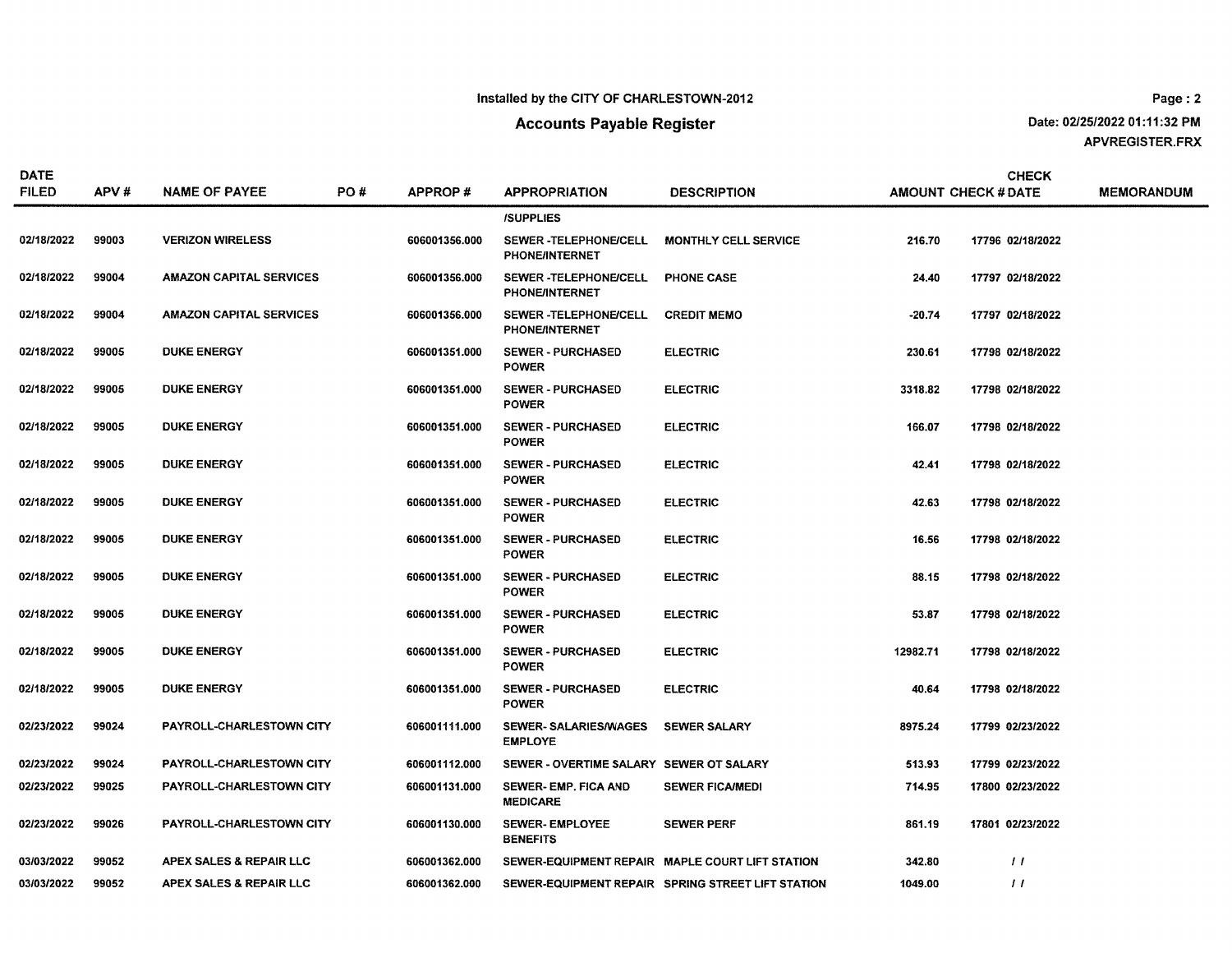Installed by the CITY OF CHARLESTOWN-2012

## Accounts Payable Register

Date: 02/25/2022 01:11:32 PM

APVREGISTER.FRX

| DATE FILED | APV # | NAME OF PAYEE | PO # | APPROP # | APPROPRIATION | DESCRIPTION | AMOUNT | CHECK # | CHECK DATE | MEMORANDUM |
|---|---|---|---|---|---|---|---|---|---|---|
| | | | | | /SUPPLIES | | | | | |
| 02/18/2022 | 99003 | VERIZON WIRELESS | | 606001356.000 | SEWER -TELEPHONE/CELL PHONE/INTERNET | MONTHLY CELL SERVICE | 216.70 | 17796 | 02/18/2022 | |
| 02/18/2022 | 99004 | AMAZON CAPITAL SERVICES | | 606001356.000 | SEWER -TELEPHONE/CELL PHONE/INTERNET | PHONE CASE | 24.40 | 17797 | 02/18/2022 | |
| 02/18/2022 | 99004 | AMAZON CAPITAL SERVICES | | 606001356.000 | SEWER -TELEPHONE/CELL PHONE/INTERNET | CREDIT MEMO | -20.74 | 17797 | 02/18/2022 | |
| 02/18/2022 | 99005 | DUKE ENERGY | | 606001351.000 | SEWER - PURCHASED POWER | ELECTRIC | 230.61 | 17798 | 02/18/2022 | |
| 02/18/2022 | 99005 | DUKE ENERGY | | 606001351.000 | SEWER - PURCHASED POWER | ELECTRIC | 3318.82 | 17798 | 02/18/2022 | |
| 02/18/2022 | 99005 | DUKE ENERGY | | 606001351.000 | SEWER - PURCHASED POWER | ELECTRIC | 166.07 | 17798 | 02/18/2022 | |
| 02/18/2022 | 99005 | DUKE ENERGY | | 606001351.000 | SEWER - PURCHASED POWER | ELECTRIC | 42.41 | 17798 | 02/18/2022 | |
| 02/18/2022 | 99005 | DUKE ENERGY | | 606001351.000 | SEWER - PURCHASED POWER | ELECTRIC | 42.63 | 17798 | 02/18/2022 | |
| 02/18/2022 | 99005 | DUKE ENERGY | | 606001351.000 | SEWER - PURCHASED POWER | ELECTRIC | 16.56 | 17798 | 02/18/2022 | |
| 02/18/2022 | 99005 | DUKE ENERGY | | 606001351.000 | SEWER - PURCHASED POWER | ELECTRIC | 88.15 | 17798 | 02/18/2022 | |
| 02/18/2022 | 99005 | DUKE ENERGY | | 606001351.000 | SEWER - PURCHASED POWER | ELECTRIC | 53.87 | 17798 | 02/18/2022 | |
| 02/18/2022 | 99005 | DUKE ENERGY | | 606001351.000 | SEWER - PURCHASED POWER | ELECTRIC | 12982.71 | 17798 | 02/18/2022 | |
| 02/18/2022 | 99005 | DUKE ENERGY | | 606001351.000 | SEWER - PURCHASED POWER | ELECTRIC | 40.64 | 17798 | 02/18/2022 | |
| 02/23/2022 | 99024 | PAYROLL-CHARLESTOWN CITY | | 606001111.000 | SEWER- SALARIES/WAGES EMPLOYE | SEWER SALARY | 8975.24 | 17799 | 02/23/2022 | |
| 02/23/2022 | 99024 | PAYROLL-CHARLESTOWN CITY | | 606001112.000 | SEWER - OVERTIME SALARY | SEWER OT SALARY | 513.93 | 17799 | 02/23/2022 | |
| 02/23/2022 | 99025 | PAYROLL-CHARLESTOWN CITY | | 606001131.000 | SEWER- EMP. FICA AND MEDICARE | SEWER FICA/MEDI | 714.95 | 17800 | 02/23/2022 | |
| 02/23/2022 | 99026 | PAYROLL-CHARLESTOWN CITY | | 606001130.000 | SEWER- EMPLOYEE BENEFITS | SEWER PERF | 861.19 | 17801 | 02/23/2022 | |
| 03/03/2022 | 99052 | APEX SALES & REPAIR LLC | | 606001362.000 | SEWER-EQUIPMENT REPAIR | MAPLE COURT LIFT STATION | 342.80 | | / / | |
| 03/03/2022 | 99052 | APEX SALES & REPAIR LLC | | 606001362.000 | SEWER-EQUIPMENT REPAIR | SPRING STREET LIFT STATION | 1049.00 | | / / | |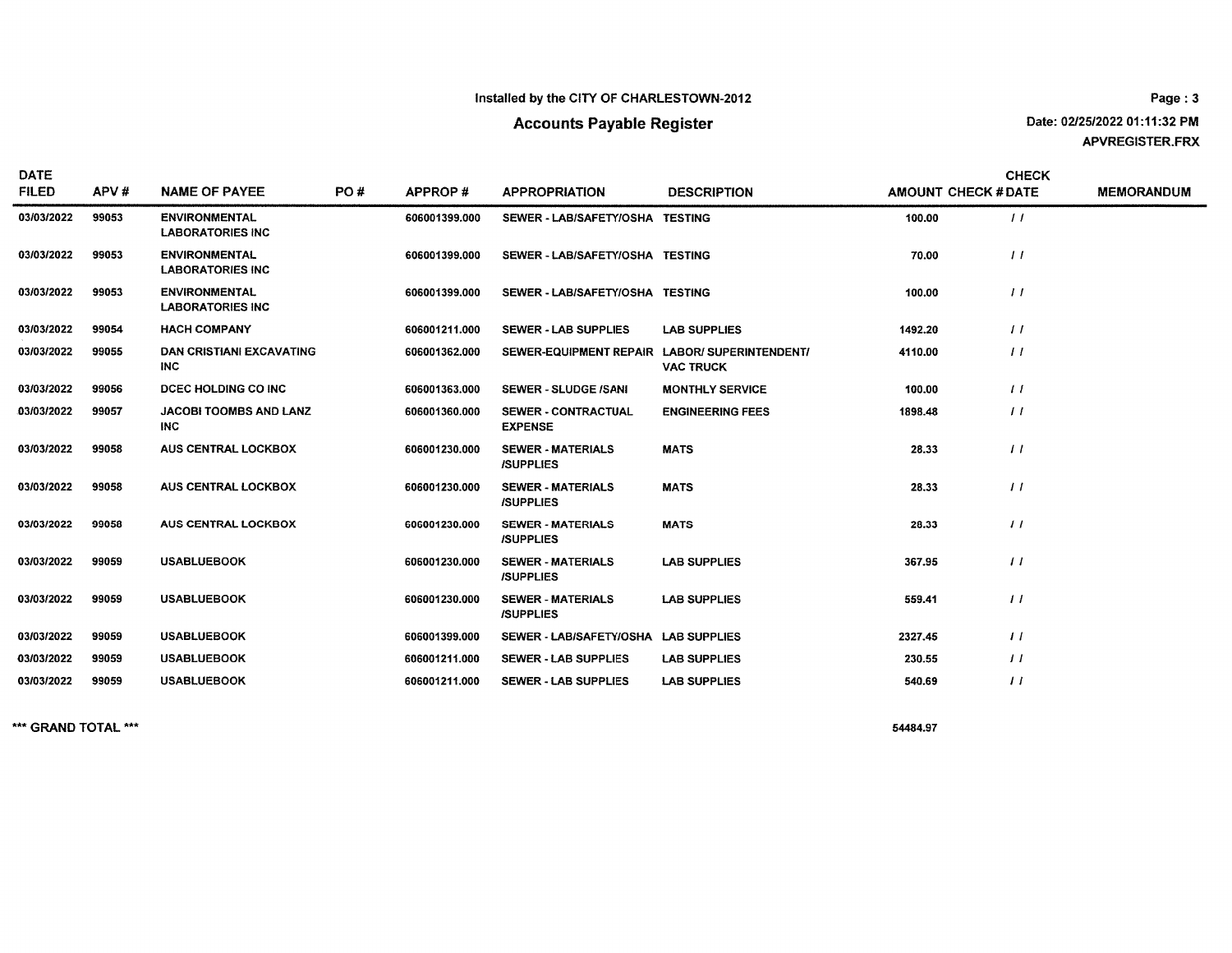Installed by the CITY OF CHARLESTOWN-2012

## Accounts Payable Register

Date: 02/25/2022 01:11:32 PM

APVREGISTER.FRX

| DATE FILED | APV # | NAME OF PAYEE | PO # | APPROP # | APPROPRIATION | DESCRIPTION | AMOUNT | CHECK # | CHECK DATE | MEMORANDUM |
|---|---|---|---|---|---|---|---|---|---|---|
| 03/03/2022 | 99053 | ENVIRONMENTAL LABORATORIES INC | | 606001399.000 | SEWER - LAB/SAFETY/OSHA | TESTING | 100.00 | | / / | |
| 03/03/2022 | 99053 | ENVIRONMENTAL LABORATORIES INC | | 606001399.000 | SEWER - LAB/SAFETY/OSHA | TESTING | 70.00 | | / / | |
| 03/03/2022 | 99053 | ENVIRONMENTAL LABORATORIES INC | | 606001399.000 | SEWER - LAB/SAFETY/OSHA | TESTING | 100.00 | | / / | |
| 03/03/2022 | 99054 | HACH COMPANY | | 606001211.000 | SEWER - LAB SUPPLIES | LAB SUPPLIES | 1492.20 | | / / | |
| 03/03/2022 | 99055 | DAN CRISTIANI EXCAVATING INC | | 606001362.000 | SEWER-EQUIPMENT REPAIR | LABOR/ SUPERINTENDENT/ VAC TRUCK | 4110.00 | | / / | |
| 03/03/2022 | 99056 | DCEC HOLDING CO INC | | 606001363.000 | SEWER - SLUDGE /SANI | MONTHLY SERVICE | 100.00 | | / / | |
| 03/03/2022 | 99057 | JACOBI TOOMBS AND LANZ INC | | 606001360.000 | SEWER - CONTRACTUAL EXPENSE | ENGINEERING FEES | 1898.48 | | / / | |
| 03/03/2022 | 99058 | AUS CENTRAL LOCKBOX | | 606001230.000 | SEWER - MATERIALS /SUPPLIES | MATS | 28.33 | | / / | |
| 03/03/2022 | 99058 | AUS CENTRAL LOCKBOX | | 606001230.000 | SEWER - MATERIALS /SUPPLIES | MATS | 28.33 | | / / | |
| 03/03/2022 | 99058 | AUS CENTRAL LOCKBOX | | 606001230.000 | SEWER - MATERIALS /SUPPLIES | MATS | 28.33 | | / / | |
| 03/03/2022 | 99059 | USABLUEBOOK | | 606001230.000 | SEWER - MATERIALS /SUPPLIES | LAB SUPPLIES | 367.95 | | / / | |
| 03/03/2022 | 99059 | USABLUEBOOK | | 606001230.000 | SEWER - MATERIALS /SUPPLIES | LAB SUPPLIES | 559.41 | | / / | |
| 03/03/2022 | 99059 | USABLUEBOOK | | 606001399.000 | SEWER - LAB/SAFETY/OSHA | LAB SUPPLIES | 2327.45 | | / / | |
| 03/03/2022 | 99059 | USABLUEBOOK | | 606001211.000 | SEWER - LAB SUPPLIES | LAB SUPPLIES | 230.55 | | / / | |
| 03/03/2022 | 99059 | USABLUEBOOK | | 606001211.000 | SEWER - LAB SUPPLIES | LAB SUPPLIES | 540.69 | | / / | |

*** GRAND TOTAL *** 54484.97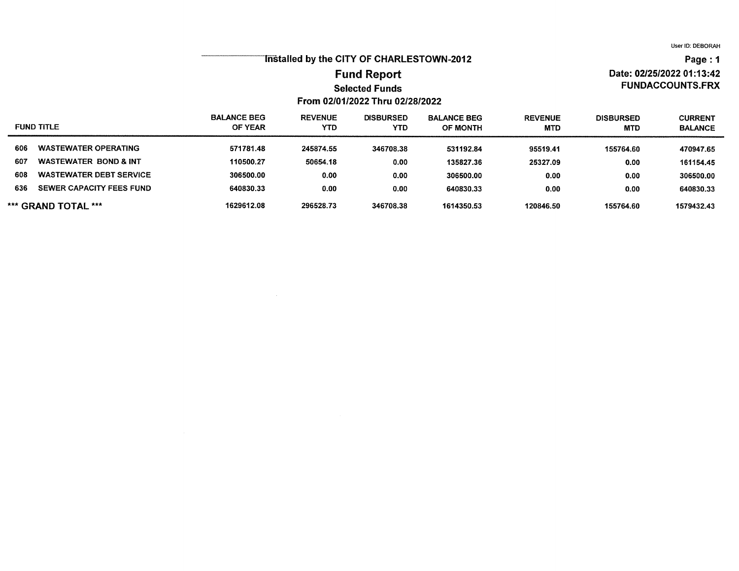User ID: DEBORAH

Installed by the CITY OF CHARLESTOWN-2012

# Fund Report

## Selected Funds

### From 02/01/2022 Thru 02/28/2022

Page : 1

Date: 02/25/2022 01:13:42

FUNDACCOUNTS.FRX

| FUND TITLE | | BALANCE BEG OF YEAR | REVENUE YTD | DISBURSED YTD | BALANCE BEG OF MONTH | REVENUE MTD | DISBURSED MTD | CURRENT BALANCE |
|---|---|---|---|---|---|---|---|---|
| 606 | WASTEWATER OPERATING | 571781.48 | 245874.55 | 346708.38 | 531192.84 | 95519.41 | 155764.60 | 470947.65 |
| 607 | WASTEWATER BOND & INT | 110500.27 | 50654.18 | 0.00 | 135827.36 | 25327.09 | 0.00 | 161154.45 |
| 608 | WASTEWATER DEBT SERVICE | 306500.00 | 0.00 | 0.00 | 306500.00 | 0.00 | 0.00 | 306500.00 |
| 636 | SEWER CAPACITY FEES FUND | 640830.33 | 0.00 | 0.00 | 640830.33 | 0.00 | 0.00 | 640830.33 |
| *** GRAND TOTAL *** | | 1629612.08 | 296528.73 | 346708.38 | 1614350.53 | 120846.50 | 155764.60 | 1579432.43 |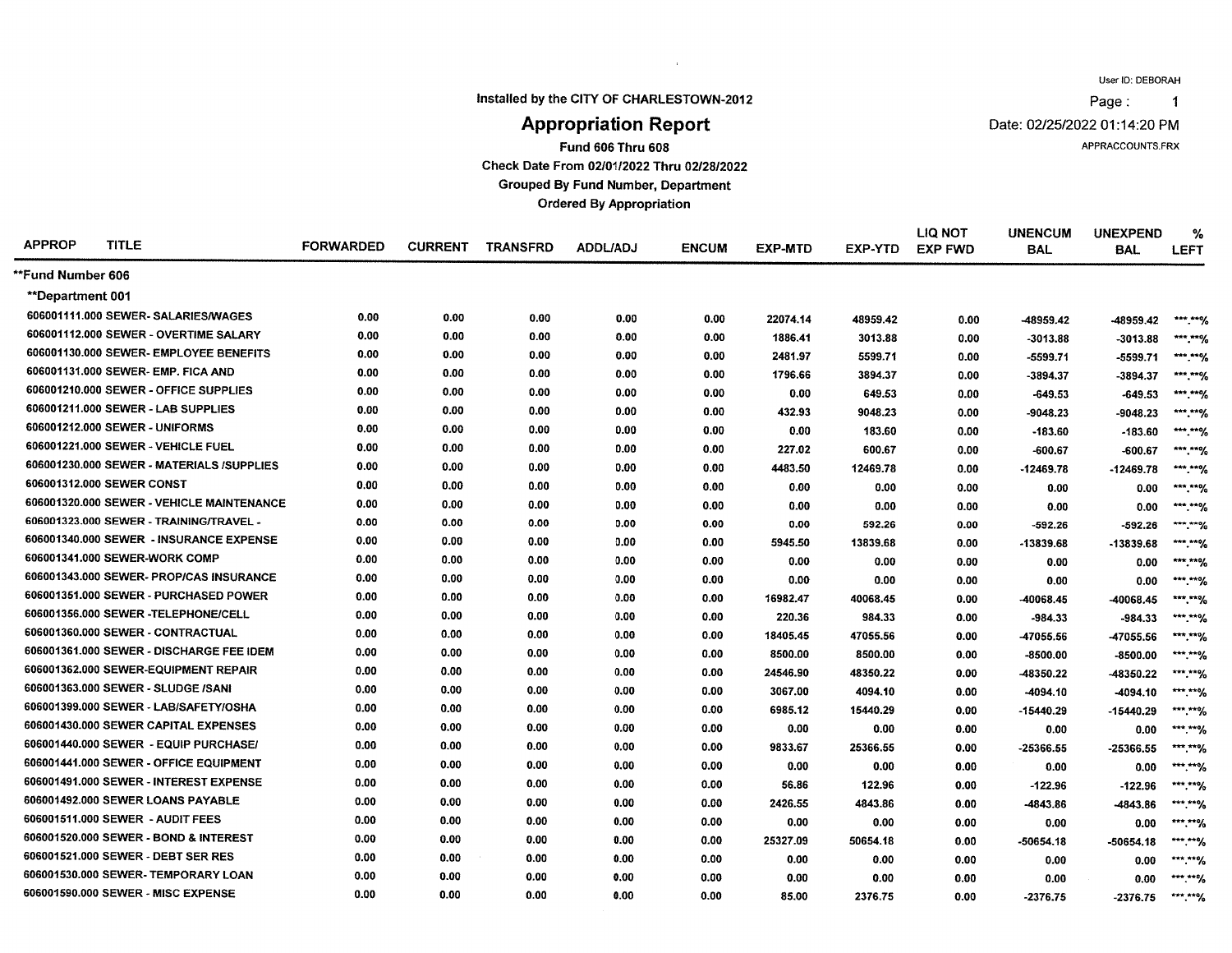User ID: DEBORAH

Installed by the CITY OF CHARLESTOWN-2012

# Appropriation Report

**Fund 606 Thru 608**

**Check Date From 02/01/2022 Thru 02/28/2022**

**Grouped By Fund Number, Department**

**Ordered By Appropriation**

Page : 1

Date: 02/25/2022 01:14:20 PM

APPRACCOUNTS.FRX

| APPROP | TITLE | FORWARDED | CURRENT | TRANSFRD | ADDL/ADJ | ENCUM | EXP-MTD | EXP-YTD | LIQ NOT EXP FWD | UNENCUM BAL | UNEXPEND BAL | % LEFT |
|---|---|---|---|---|---|---|---|---|---|---|---|---|
| **Fund Number 606 | | | | | | | | | | | | |
| **Department 001 | | | | | | | | | | | | |
| 606001111.000 | SEWER- SALARIES/WAGES | 0.00 | 0.00 | 0.00 | 0.00 | 0.00 | 22074.14 | 48959.42 | 0.00 | -48959.42 | -48959.42 | \*\*\*.\*\*% |
| 606001112.000 | SEWER - OVERTIME SALARY | 0.00 | 0.00 | 0.00 | 0.00 | 0.00 | 1886.41 | 3013.88 | 0.00 | -3013.88 | -3013.88 | \*\*\*.\*\*% |
| 606001130.000 | SEWER- EMPLOYEE BENEFITS | 0.00 | 0.00 | 0.00 | 0.00 | 0.00 | 2481.97 | 5599.71 | 0.00 | -5599.71 | -5599.71 | \*\*\*.\*\*% |
| 606001131.000 | SEWER- EMP. FICA AND | 0.00 | 0.00 | 0.00 | 0.00 | 0.00 | 1796.66 | 3894.37 | 0.00 | -3894.37 | -3894.37 | \*\*\*.\*\*% |
| 606001210.000 | SEWER - OFFICE SUPPLIES | 0.00 | 0.00 | 0.00 | 0.00 | 0.00 | 0.00 | 649.53 | 0.00 | -649.53 | -649.53 | \*\*\*.\*\*% |
| 606001211.000 | SEWER - LAB SUPPLIES | 0.00 | 0.00 | 0.00 | 0.00 | 0.00 | 432.93 | 9048.23 | 0.00 | -9048.23 | -9048.23 | \*\*\*.\*\*% |
| 606001212.000 | SEWER - UNIFORMS | 0.00 | 0.00 | 0.00 | 0.00 | 0.00 | 0.00 | 183.60 | 0.00 | -183.60 | -183.60 | \*\*\*.\*\*% |
| 606001221.000 | SEWER - VEHICLE FUEL | 0.00 | 0.00 | 0.00 | 0.00 | 0.00 | 227.02 | 600.67 | 0.00 | -600.67 | -600.67 | \*\*\*.\*\*% |
| 606001230.000 | SEWER - MATERIALS /SUPPLIES | 0.00 | 0.00 | 0.00 | 0.00 | 0.00 | 4483.50 | 12469.78 | 0.00 | -12469.78 | -12469.78 | \*\*\*.\*\*% |
| 606001312.000 | SEWER CONST | 0.00 | 0.00 | 0.00 | 0.00 | 0.00 | 0.00 | 0.00 | 0.00 | 0.00 | 0.00 | \*\*\*.\*\*% |
| 606001320.000 | SEWER - VEHICLE MAINTENANCE | 0.00 | 0.00 | 0.00 | 0.00 | 0.00 | 0.00 | 0.00 | 0.00 | 0.00 | 0.00 | \*\*\*.\*\*% |
| 606001323.000 | SEWER - TRAINING/TRAVEL - | 0.00 | 0.00 | 0.00 | 0.00 | 0.00 | 0.00 | 592.26 | 0.00 | -592.26 | -592.26 | \*\*\*.\*\*% |
| 606001340.000 | SEWER - INSURANCE EXPENSE | 0.00 | 0.00 | 0.00 | 0.00 | 0.00 | 5945.50 | 13839.68 | 0.00 | -13839.68 | -13839.68 | \*\*\*.\*\*% |
| 606001341.000 | SEWER-WORK COMP | 0.00 | 0.00 | 0.00 | 0.00 | 0.00 | 0.00 | 0.00 | 0.00 | 0.00 | 0.00 | \*\*\*.\*\*% |
| 606001343.000 | SEWER- PROP/CAS INSURANCE | 0.00 | 0.00 | 0.00 | 0.00 | 0.00 | 0.00 | 0.00 | 0.00 | 0.00 | 0.00 | \*\*\*.\*\*% |
| 606001351.000 | SEWER - PURCHASED POWER | 0.00 | 0.00 | 0.00 | 0.00 | 0.00 | 16982.47 | 40068.45 | 0.00 | -40068.45 | -40068.45 | \*\*\*.\*\*% |
| 606001356.000 | SEWER -TELEPHONE/CELL | 0.00 | 0.00 | 0.00 | 0.00 | 0.00 | 220.36 | 984.33 | 0.00 | -984.33 | -984.33 | \*\*\*.\*\*% |
| 606001360.000 | SEWER - CONTRACTUAL | 0.00 | 0.00 | 0.00 | 0.00 | 0.00 | 18405.45 | 47055.56 | 0.00 | -47055.56 | -47055.56 | \*\*\*.\*\*% |
| 606001361.000 | SEWER - DISCHARGE FEE IDEM | 0.00 | 0.00 | 0.00 | 0.00 | 0.00 | 8500.00 | 8500.00 | 0.00 | -8500.00 | -8500.00 | \*\*\*.\*\*% |
| 606001362.000 | SEWER-EQUIPMENT REPAIR | 0.00 | 0.00 | 0.00 | 0.00 | 0.00 | 24546.90 | 48350.22 | 0.00 | -48350.22 | -48350.22 | \*\*\*.\*\*% |
| 606001363.000 | SEWER - SLUDGE /SANI | 0.00 | 0.00 | 0.00 | 0.00 | 0.00 | 3067.00 | 4094.10 | 0.00 | -4094.10 | -4094.10 | \*\*\*.\*\*% |
| 606001399.000 | SEWER - LAB/SAFETY/OSHA | 0.00 | 0.00 | 0.00 | 0.00 | 0.00 | 6985.12 | 15440.29 | 0.00 | -15440.29 | -15440.29 | \*\*\*.\*\*% |
| 606001430.000 | SEWER CAPITAL EXPENSES | 0.00 | 0.00 | 0.00 | 0.00 | 0.00 | 0.00 | 0.00 | 0.00 | 0.00 | 0.00 | \*\*\*.\*\*% |
| 606001440.000 | SEWER - EQUIP PURCHASE/ | 0.00 | 0.00 | 0.00 | 0.00 | 0.00 | 9833.67 | 25366.55 | 0.00 | -25366.55 | -25366.55 | \*\*\*.\*\*% |
| 606001441.000 | SEWER - OFFICE EQUIPMENT | 0.00 | 0.00 | 0.00 | 0.00 | 0.00 | 0.00 | 0.00 | 0.00 | 0.00 | 0.00 | \*\*\*.\*\*% |
| 606001491.000 | SEWER - INTEREST EXPENSE | 0.00 | 0.00 | 0.00 | 0.00 | 0.00 | 56.86 | 122.96 | 0.00 | -122.96 | -122.96 | \*\*\*.\*\*% |
| 606001492.000 | SEWER LOANS PAYABLE | 0.00 | 0.00 | 0.00 | 0.00 | 0.00 | 2426.55 | 4843.86 | 0.00 | -4843.86 | -4843.86 | \*\*\*.\*\*% |
| 606001511.000 | SEWER - AUDIT FEES | 0.00 | 0.00 | 0.00 | 0.00 | 0.00 | 0.00 | 0.00 | 0.00 | 0.00 | 0.00 | \*\*\*.\*\*% |
| 606001520.000 | SEWER - BOND & INTEREST | 0.00 | 0.00 | 0.00 | 0.00 | 0.00 | 25327.09 | 50654.18 | 0.00 | -50654.18 | -50654.18 | \*\*\*.\*\*% |
| 606001521.000 | SEWER - DEBT SER RES | 0.00 | 0.00 | 0.00 | 0.00 | 0.00 | 0.00 | 0.00 | 0.00 | 0.00 | 0.00 | \*\*\*.\*\*% |
| 606001530.000 | SEWER- TEMPORARY LOAN | 0.00 | 0.00 | 0.00 | 0.00 | 0.00 | 0.00 | 0.00 | 0.00 | 0.00 | 0.00 | \*\*\*.\*\*% |
| 606001590.000 | SEWER - MISC EXPENSE | 0.00 | 0.00 | 0.00 | 0.00 | 0.00 | 85.00 | 2376.75 | 0.00 | -2376.75 | -2376.75 | \*\*\*.\*\*% |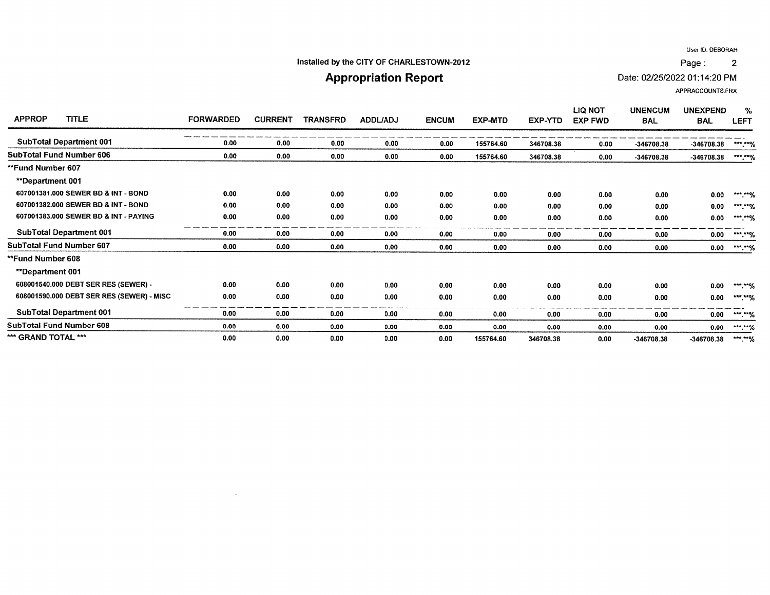Installed by the CITY OF CHARLESTOWN-2012

User ID: DEBORAH

Date: 02/25/2022 01:14:20 PM

APPRACCOUNTS.FRX

# Appropriation Report

| APPROP TITLE | FORWARDED | CURRENT | TRANSFRD | ADDL/ADJ | ENCUM | EXP-MTD | EXP-YTD | LIQ NOT EXP FWD | UNENCUM BAL | UNEXPEND BAL | % LEFT |
|---|---|---|---|---|---|---|---|---|---|---|---|
| SubTotal Department 001 | 0.00 | 0.00 | 0.00 | 0.00 | 0.00 | 155764.60 | 346708.38 | 0.00 | -346708.38 | -346708.38 | ***.**% |
| SubTotal Fund Number 606 | 0.00 | 0.00 | 0.00 | 0.00 | 0.00 | 155764.60 | 346708.38 | 0.00 | -346708.38 | -346708.38 | ***.**% |
| **Fund Number 607 | | | | | | | | | | | |
| **Department 001 | | | | | | | | | | | |
| 607001381.000 SEWER BD & INT - BOND | 0.00 | 0.00 | 0.00 | 0.00 | 0.00 | 0.00 | 0.00 | 0.00 | 0.00 | 0.00 | ***.**% |
| 607001382.000 SEWER BD & INT - BOND | 0.00 | 0.00 | 0.00 | 0.00 | 0.00 | 0.00 | 0.00 | 0.00 | 0.00 | 0.00 | ***.**% |
| 607001383.000 SEWER BD & INT - PAYING | 0.00 | 0.00 | 0.00 | 0.00 | 0.00 | 0.00 | 0.00 | 0.00 | 0.00 | 0.00 | ***.**% |
| SubTotal Department 001 | 0.00 | 0.00 | 0.00 | 0.00 | 0.00 | 0.00 | 0.00 | 0.00 | 0.00 | 0.00 | ***.**% |
| SubTotal Fund Number 607 | 0.00 | 0.00 | 0.00 | 0.00 | 0.00 | 0.00 | 0.00 | 0.00 | 0.00 | 0.00 | ***.**% |
| **Fund Number 608 | | | | | | | | | | | |
| **Department 001 | | | | | | | | | | | |
| 608001540.000 DEBT SER RES (SEWER) - | 0.00 | 0.00 | 0.00 | 0.00 | 0.00 | 0.00 | 0.00 | 0.00 | 0.00 | 0.00 | ***.**% |
| 608001590.000 DEBT SER RES (SEWER) - MISC | 0.00 | 0.00 | 0.00 | 0.00 | 0.00 | 0.00 | 0.00 | 0.00 | 0.00 | 0.00 | ***.**% |
| SubTotal Department 001 | 0.00 | 0.00 | 0.00 | 0.00 | 0.00 | 0.00 | 0.00 | 0.00 | 0.00 | 0.00 | ***.**% |
| SubTotal Fund Number 608 | 0.00 | 0.00 | 0.00 | 0.00 | 0.00 | 0.00 | 0.00 | 0.00 | 0.00 | 0.00 | ***.**% |
| *** GRAND TOTAL *** | 0.00 | 0.00 | 0.00 | 0.00 | 0.00 | 155764.60 | 346708.38 | 0.00 | -346708.38 | -346708.38 | ***.**% |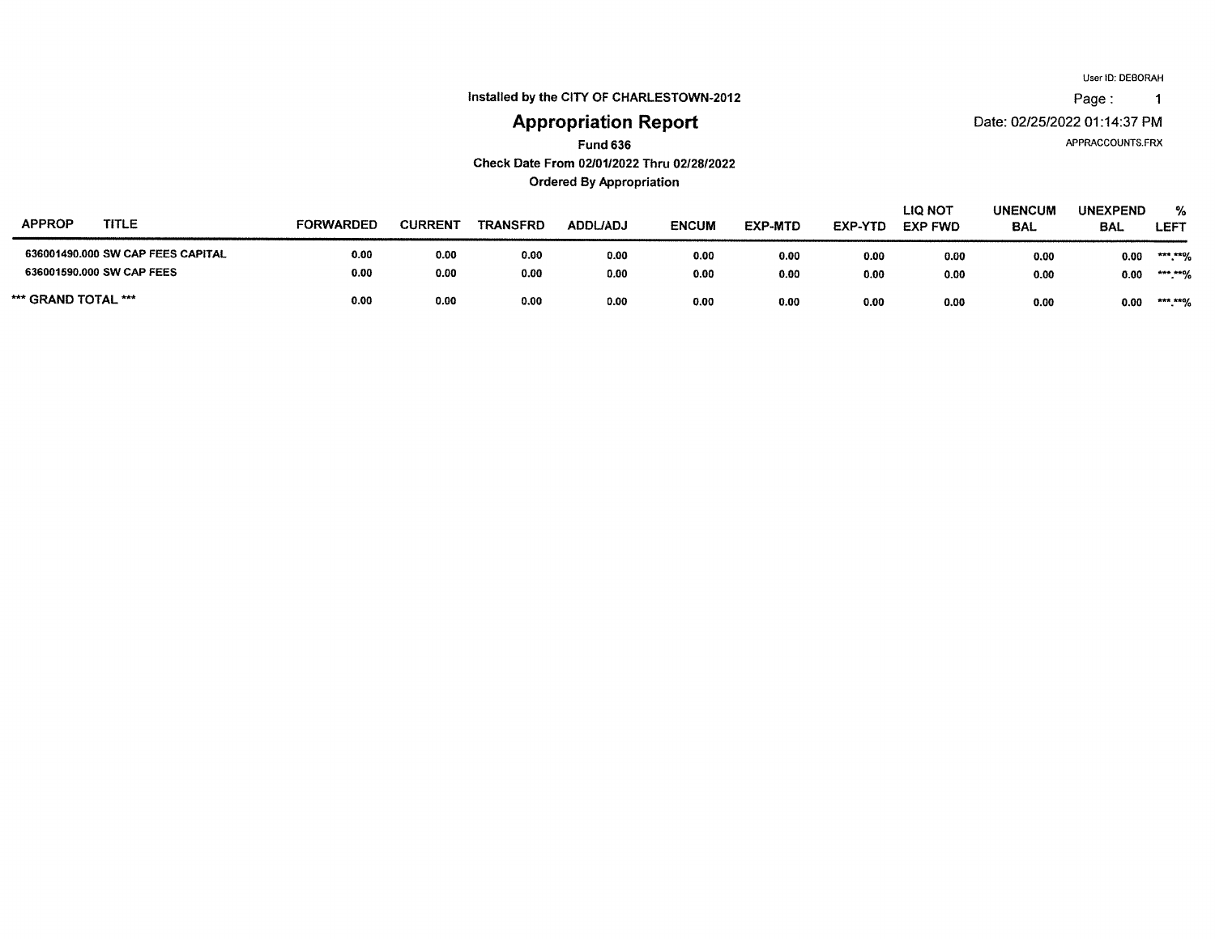User ID: DEBORAH

Installed by the CITY OF CHARLESTOWN-2012

# Appropriation Report

**Fund 636**

**Check Date From 02/01/2022 Thru 02/28/2022**

**Ordered By Appropriation**

Page : 1

Date: 02/25/2022 01:14:37 PM

APPRACCOUNTS.FRX

| APPROP | TITLE | FORWARDED | CURRENT | TRANSFRD | ADDL/ADJ | ENCUM | EXP-MTD | EXP-YTD | LIQ NOT EXP FWD | UNENCUM BAL | UNEXPEND BAL | % LEFT |
|---|---|---|---|---|---|---|---|---|---|---|---|---|
| 636001490.000 | SW CAP FEES CAPITAL | 0.00 | 0.00 | 0.00 | 0.00 | 0.00 | 0.00 | 0.00 | 0.00 | 0.00 | 0.00 | ***.**% |
| 636001590.000 | SW CAP FEES | 0.00 | 0.00 | 0.00 | 0.00 | 0.00 | 0.00 | 0.00 | 0.00 | 0.00 | 0.00 | ***.**% |
| *** GRAND TOTAL *** | | 0.00 | 0.00 | 0.00 | 0.00 | 0.00 | 0.00 | 0.00 | 0.00 | 0.00 | 0.00 | ***.**% |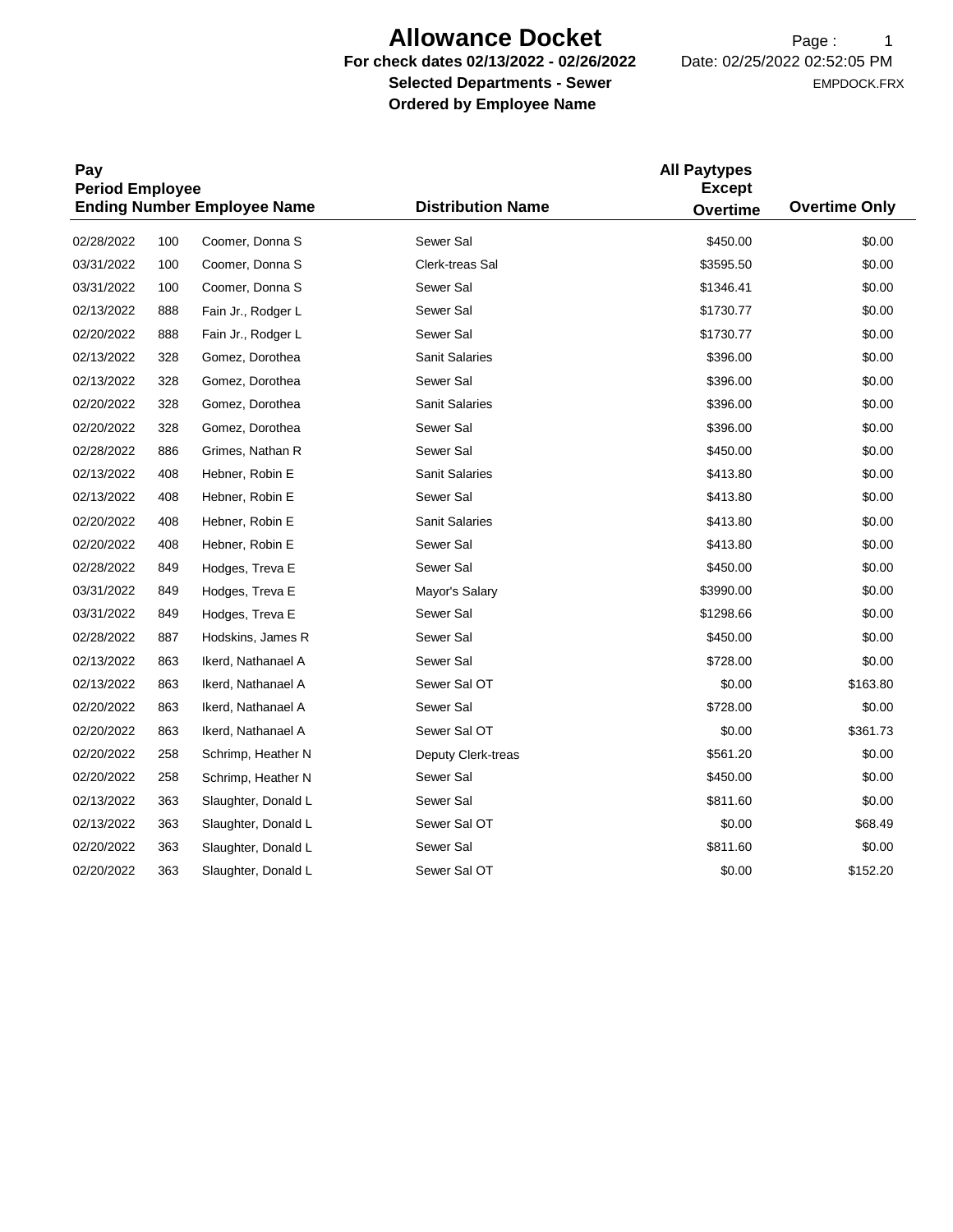# Allowance Docket

**For check dates 02/13/2022 - 02/26/2022**
**Selected Departments - Sewer**
**Ordered by Employee Name**

Date: 02/25/2022 02:52:05 PM

EMPDOCK.FRX

| Pay Period Ending | Employee Number | Employee Name | Distribution Name | All Paytypes Except Overtime | Overtime Only |
|---|---|---|---|---|---|
| 02/28/2022 | 100 | Coomer, Donna S | Sewer Sal | $450.00 | $0.00 |
| 03/31/2022 | 100 | Coomer, Donna S | Clerk-treas Sal | $3595.50 | $0.00 |
| 03/31/2022 | 100 | Coomer, Donna S | Sewer Sal | $1346.41 | $0.00 |
| 02/13/2022 | 888 | Fain Jr., Rodger L | Sewer Sal | $1730.77 | $0.00 |
| 02/20/2022 | 888 | Fain Jr., Rodger L | Sewer Sal | $1730.77 | $0.00 |
| 02/13/2022 | 328 | Gomez, Dorothea | Sanit Salaries | $396.00 | $0.00 |
| 02/13/2022 | 328 | Gomez, Dorothea | Sewer Sal | $396.00 | $0.00 |
| 02/20/2022 | 328 | Gomez, Dorothea | Sanit Salaries | $396.00 | $0.00 |
| 02/20/2022 | 328 | Gomez, Dorothea | Sewer Sal | $396.00 | $0.00 |
| 02/28/2022 | 886 | Grimes, Nathan R | Sewer Sal | $450.00 | $0.00 |
| 02/13/2022 | 408 | Hebner, Robin E | Sanit Salaries | $413.80 | $0.00 |
| 02/13/2022 | 408 | Hebner, Robin E | Sewer Sal | $413.80 | $0.00 |
| 02/20/2022 | 408 | Hebner, Robin E | Sanit Salaries | $413.80 | $0.00 |
| 02/20/2022 | 408 | Hebner, Robin E | Sewer Sal | $413.80 | $0.00 |
| 02/28/2022 | 849 | Hodges, Treva E | Sewer Sal | $450.00 | $0.00 |
| 03/31/2022 | 849 | Hodges, Treva E | Mayor's Salary | $3990.00 | $0.00 |
| 03/31/2022 | 849 | Hodges, Treva E | Sewer Sal | $1298.66 | $0.00 |
| 02/28/2022 | 887 | Hodskins, James R | Sewer Sal | $450.00 | $0.00 |
| 02/13/2022 | 863 | Ikerd, Nathanael A | Sewer Sal | $728.00 | $0.00 |
| 02/13/2022 | 863 | Ikerd, Nathanael A | Sewer Sal OT | $0.00 | $163.80 |
| 02/20/2022 | 863 | Ikerd, Nathanael A | Sewer Sal | $728.00 | $0.00 |
| 02/20/2022 | 863 | Ikerd, Nathanael A | Sewer Sal OT | $0.00 | $361.73 |
| 02/20/2022 | 258 | Schrimp, Heather N | Deputy Clerk-treas | $561.20 | $0.00 |
| 02/20/2022 | 258 | Schrimp, Heather N | Sewer Sal | $450.00 | $0.00 |
| 02/13/2022 | 363 | Slaughter, Donald L | Sewer Sal | $811.60 | $0.00 |
| 02/13/2022 | 363 | Slaughter, Donald L | Sewer Sal OT | $0.00 | $68.49 |
| 02/20/2022 | 363 | Slaughter, Donald L | Sewer Sal | $811.60 | $0.00 |
| 02/20/2022 | 363 | Slaughter, Donald L | Sewer Sal OT | $0.00 | $152.20 |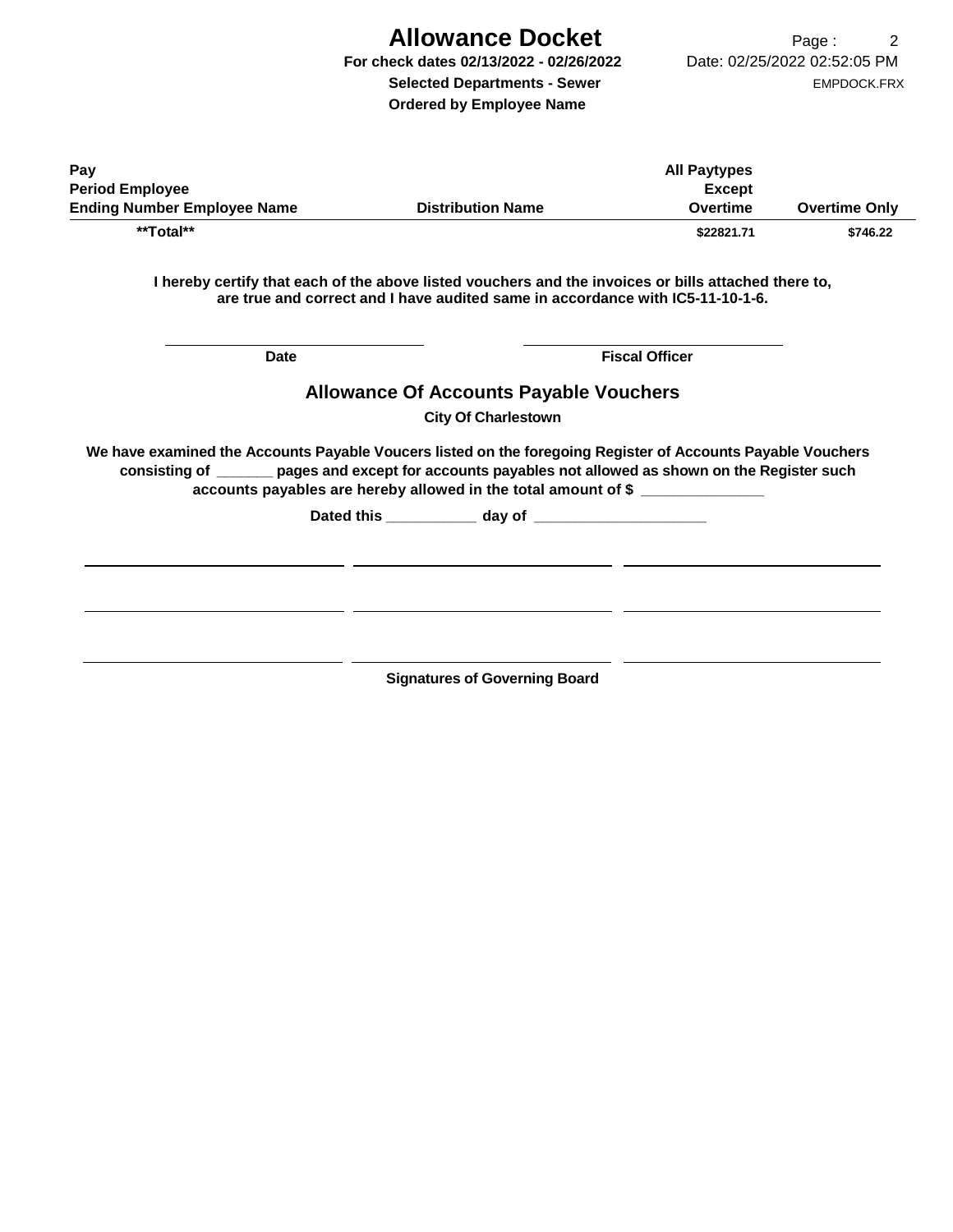# Allowance Docket

**For check dates 02/13/2022 - 02/26/2022**

**Selected Departments - Sewer**

**Ordered by Employee Name**

Date: 02/25/2022 02:52:05 PM

EMPDOCK.FRX

| Pay Period Ending | Employee Number | Employee Name | Distribution Name | All Paytypes Except Overtime | Overtime Only |
|---|---|---|---|---|---|
| **Total** | | | | $22821.71 | $746.22 |

**I hereby certify that each of the above listed vouchers and the invoices or bills attached there to, are true and correct and I have audited same in accordance with IC5-11-10-1-6.**

_______________________ _______________________

**Date** **Fiscal Officer**

## Allowance Of Accounts Payable Vouchers

**City Of Charlestown**

**We have examined the Accounts Payable Voucers listed on the foregoing Register of Accounts Payable Vouchers consisting of _______ pages and except for accounts payables not allowed as shown on the Register such accounts payables are hereby allowed in the total amount of $ _______________**

**Dated this ___________ day of _____________________**

_______________________ _______________________ _______________________

_______________________ _______________________ _______________________

_______________________ _______________________ _______________________

**Signatures of Governing Board**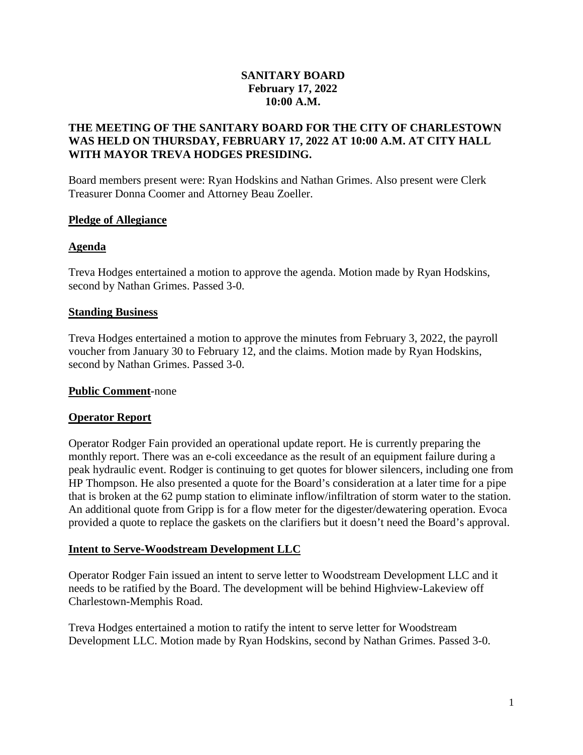**SANITARY BOARD**
**February 17, 2022**
**10:00 A.M.**

**THE MEETING OF THE SANITARY BOARD FOR THE CITY OF CHARLESTOWN WAS HELD ON THURSDAY, FEBRUARY 17, 2022 AT 10:00 A.M. AT CITY HALL WITH MAYOR TREVA HODGES PRESIDING.**

Board members present were: Ryan Hodskins and Nathan Grimes. Also present were Clerk Treasurer Donna Coomer and Attorney Beau Zoeller.

**Pledge of Allegiance**

**Agenda**

Treva Hodges entertained a motion to approve the agenda. Motion made by Ryan Hodskins, second by Nathan Grimes. Passed 3-0.

**Standing Business**

Treva Hodges entertained a motion to approve the minutes from February 3, 2022, the payroll voucher from January 30 to February 12, and the claims. Motion made by Ryan Hodskins, second by Nathan Grimes. Passed 3-0.

**Public Comment**-none

**Operator Report**

Operator Rodger Fain provided an operational update report. He is currently preparing the monthly report. There was an e-coli exceedance as the result of an equipment failure during a peak hydraulic event. Rodger is continuing to get quotes for blower silencers, including one from HP Thompson. He also presented a quote for the Board's consideration at a later time for a pipe that is broken at the 62 pump station to eliminate inflow/infiltration of storm water to the station. An additional quote from Gripp is for a flow meter for the digester/dewatering operation. Evoca provided a quote to replace the gaskets on the clarifiers but it doesn't need the Board's approval.

**Intent to Serve-Woodstream Development LLC**

Operator Rodger Fain issued an intent to serve letter to Woodstream Development LLC and it needs to be ratified by the Board. The development will be behind Highview-Lakeview off Charlestown-Memphis Road.

Treva Hodges entertained a motion to ratify the intent to serve letter for Woodstream Development LLC. Motion made by Ryan Hodskins, second by Nathan Grimes. Passed 3-0.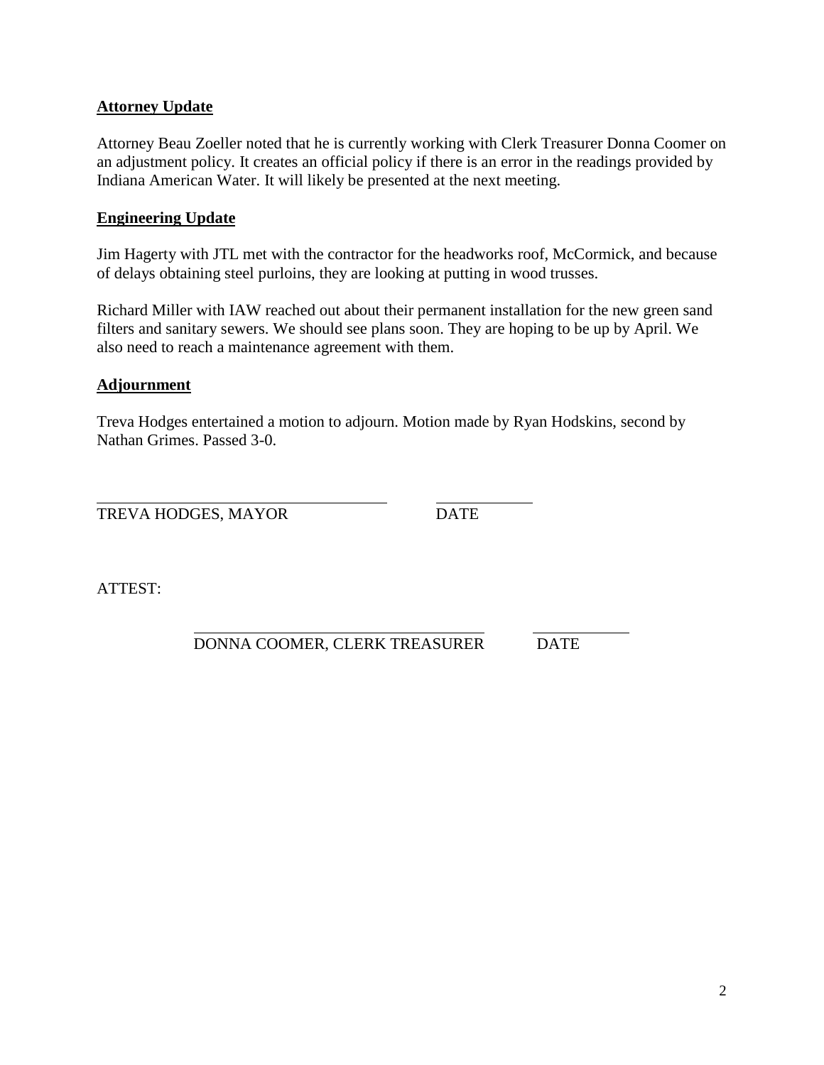**Attorney Update**

Attorney Beau Zoeller noted that he is currently working with Clerk Treasurer Donna Coomer on an adjustment policy. It creates an official policy if there is an error in the readings provided by Indiana American Water. It will likely be presented at the next meeting.

**Engineering Update**

Jim Hagerty with JTL met with the contractor for the headworks roof, McCormick, and because of delays obtaining steel purloins, they are looking at putting in wood trusses.

Richard Miller with IAW reached out about their permanent installation for the new green sand filters and sanitary sewers. We should see plans soon. They are hoping to be up by April. We also need to reach a maintenance agreement with them.

**Adjournment**

Treva Hodges entertained a motion to adjourn. Motion made by Ryan Hodskins, second by Nathan Grimes. Passed 3-0.

TREVA HODGES, MAYOR DATE

ATTEST:

DONNA COOMER, CLERK TREASURER DATE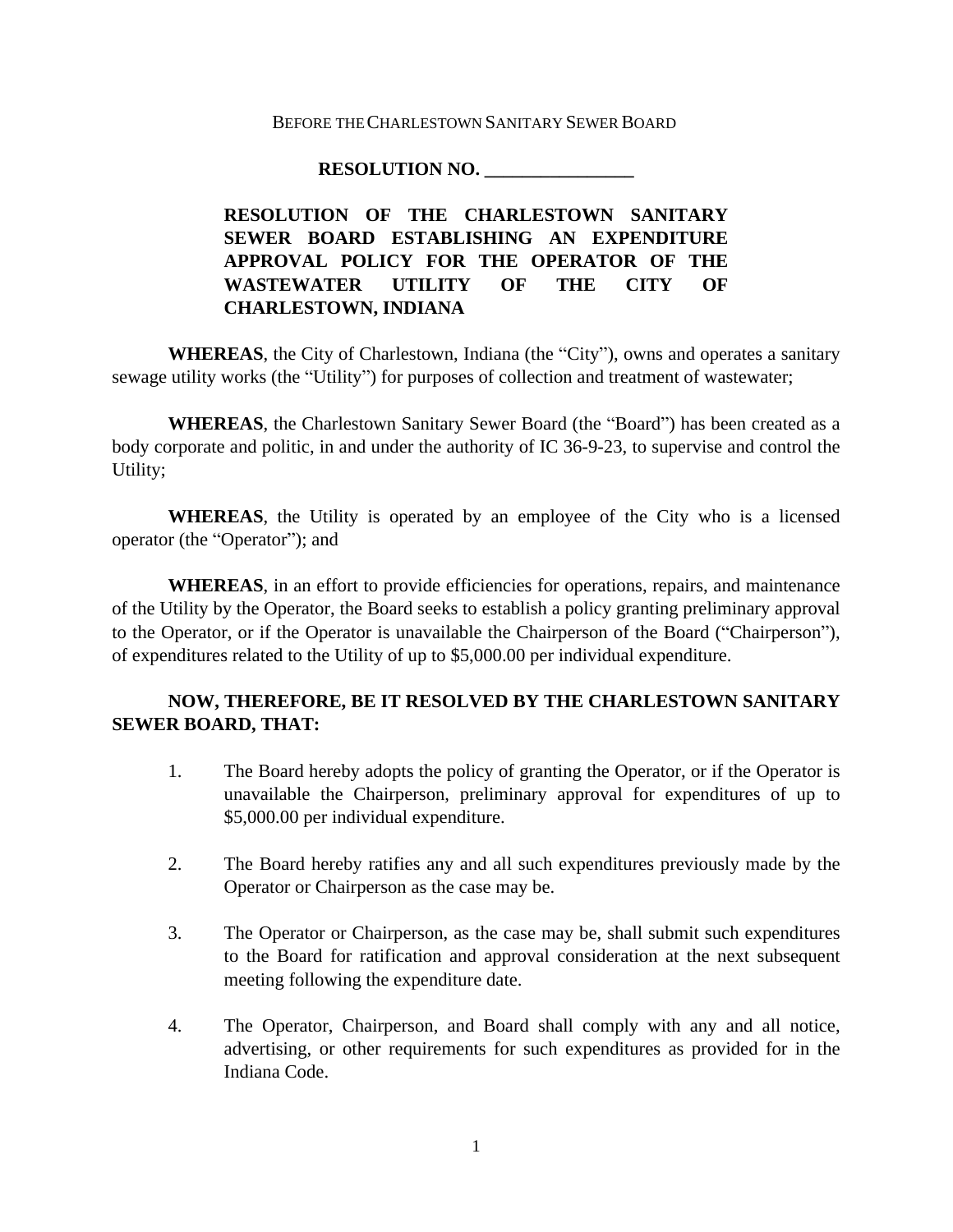BEFORE THE CHARLESTOWN SANITARY SEWER BOARD

**RESOLUTION NO. ________________**

**RESOLUTION OF THE CHARLESTOWN SANITARY SEWER BOARD ESTABLISHING AN EXPENDITURE APPROVAL POLICY FOR THE OPERATOR OF THE WASTEWATER UTILITY OF THE CITY OF CHARLESTOWN, INDIANA**

**WHEREAS**, the City of Charlestown, Indiana (the "City"), owns and operates a sanitary sewage utility works (the "Utility") for purposes of collection and treatment of wastewater;

**WHEREAS**, the Charlestown Sanitary Sewer Board (the "Board") has been created as a body corporate and politic, in and under the authority of IC 36-9-23, to supervise and control the Utility;

**WHEREAS**, the Utility is operated by an employee of the City who is a licensed operator (the "Operator"); and

**WHEREAS**, in an effort to provide efficiencies for operations, repairs, and maintenance of the Utility by the Operator, the Board seeks to establish a policy granting preliminary approval to the Operator, or if the Operator is unavailable the Chairperson of the Board ("Chairperson"), of expenditures related to the Utility of up to $5,000.00 per individual expenditure.

**NOW, THEREFORE, BE IT RESOLVED BY THE CHARLESTOWN SANITARY SEWER BOARD, THAT:**

1. The Board hereby adopts the policy of granting the Operator, or if the Operator is unavailable the Chairperson, preliminary approval for expenditures of up to $5,000.00 per individual expenditure.

2. The Board hereby ratifies any and all such expenditures previously made by the Operator or Chairperson as the case may be.

3. The Operator or Chairperson, as the case may be, shall submit such expenditures to the Board for ratification and approval consideration at the next subsequent meeting following the expenditure date.

4. The Operator, Chairperson, and Board shall comply with any and all notice, advertising, or other requirements for such expenditures as provided for in the Indiana Code.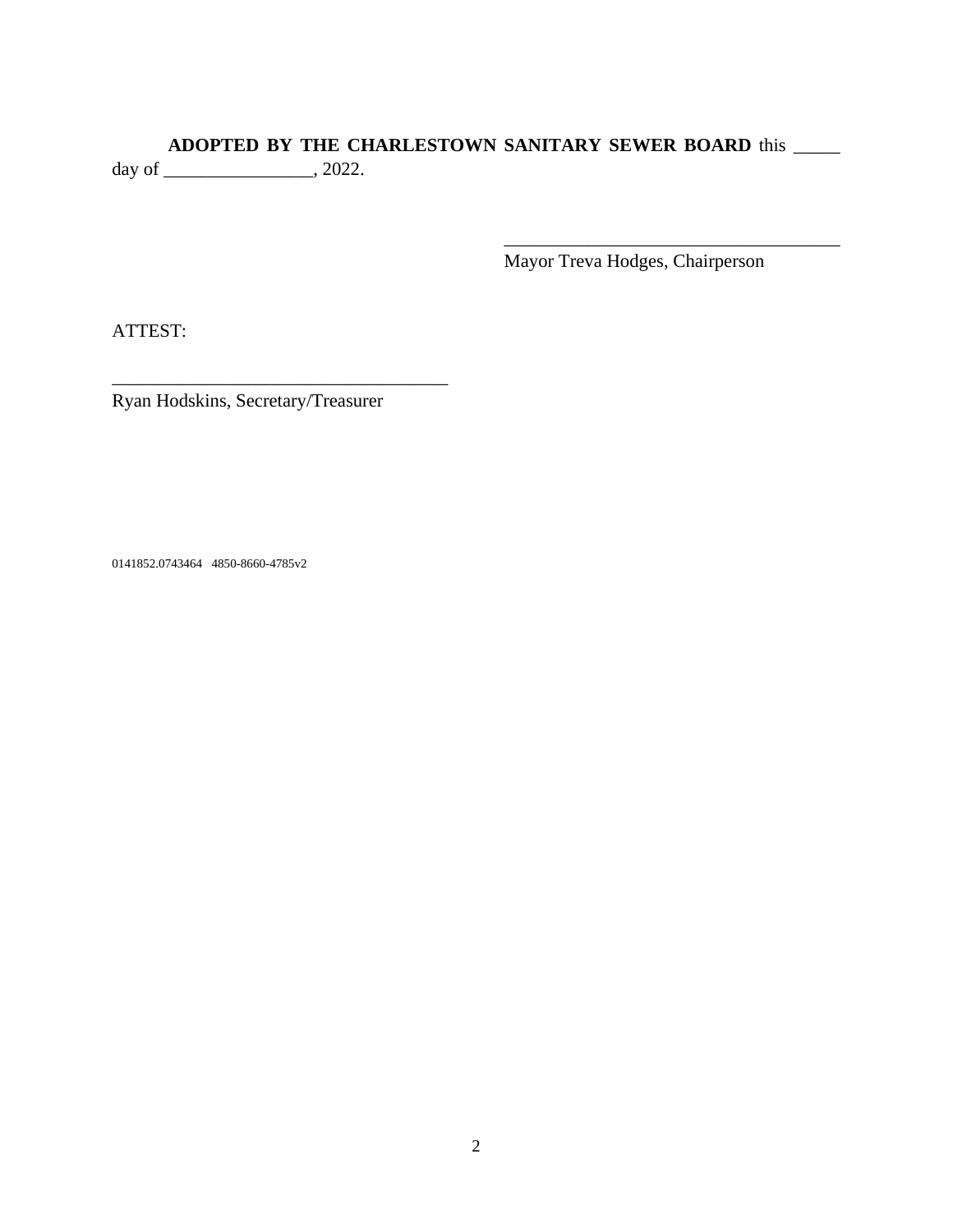**ADOPTED BY THE CHARLESTOWN SANITARY SEWER BOARD** this _____ day of ________________, 2022.

_____________________________________
Mayor Treva Hodges, Chairperson

ATTEST:

_____________________________________
Ryan Hodskins, Secretary/Treasurer

0141852.0743464 4850-8660-4785v2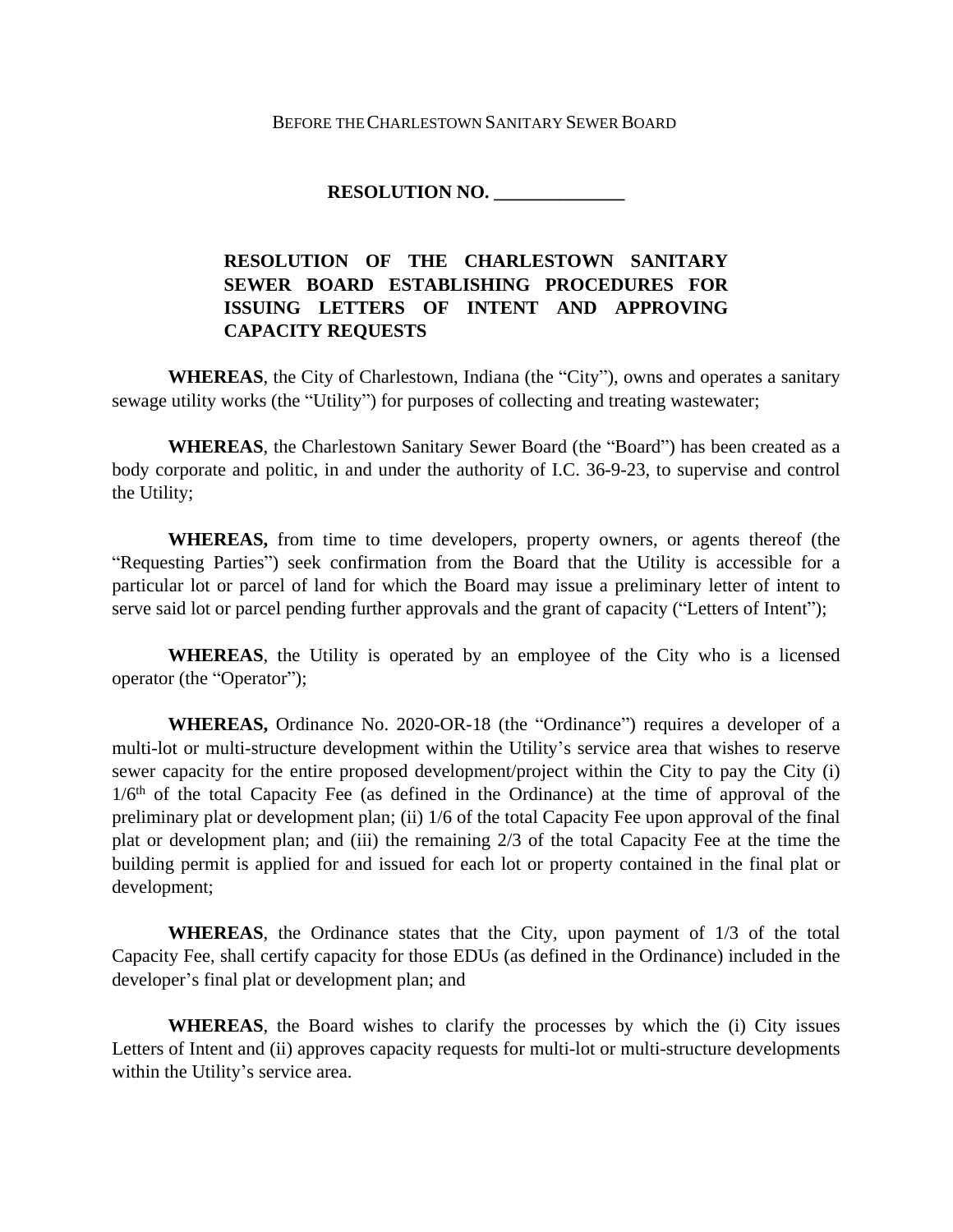BEFORE THE CHARLESTOWN SANITARY SEWER BOARD

**RESOLUTION NO. \_\_\_\_\_\_\_\_\_\_\_\_\_\_**

**RESOLUTION OF THE CHARLESTOWN SANITARY SEWER BOARD ESTABLISHING PROCEDURES FOR ISSUING LETTERS OF INTENT AND APPROVING CAPACITY REQUESTS**

**WHEREAS**, the City of Charlestown, Indiana (the "City"), owns and operates a sanitary sewage utility works (the "Utility") for purposes of collecting and treating wastewater;

**WHEREAS**, the Charlestown Sanitary Sewer Board (the "Board") has been created as a body corporate and politic, in and under the authority of I.C. 36-9-23, to supervise and control the Utility;

**WHEREAS,** from time to time developers, property owners, or agents thereof (the "Requesting Parties") seek confirmation from the Board that the Utility is accessible for a particular lot or parcel of land for which the Board may issue a preliminary letter of intent to serve said lot or parcel pending further approvals and the grant of capacity ("Letters of Intent");

**WHEREAS**, the Utility is operated by an employee of the City who is a licensed operator (the "Operator");

**WHEREAS,** Ordinance No. 2020-OR-18 (the "Ordinance") requires a developer of a multi-lot or multi-structure development within the Utility's service area that wishes to reserve sewer capacity for the entire proposed development/project within the City to pay the City (i) 1/6th of the total Capacity Fee (as defined in the Ordinance) at the time of approval of the preliminary plat or development plan; (ii) 1/6 of the total Capacity Fee upon approval of the final plat or development plan; and (iii) the remaining 2/3 of the total Capacity Fee at the time the building permit is applied for and issued for each lot or property contained in the final plat or development;

**WHEREAS**, the Ordinance states that the City, upon payment of 1/3 of the total Capacity Fee, shall certify capacity for those EDUs (as defined in the Ordinance) included in the developer's final plat or development plan; and

**WHEREAS**, the Board wishes to clarify the processes by which the (i) City issues Letters of Intent and (ii) approves capacity requests for multi-lot or multi-structure developments within the Utility's service area.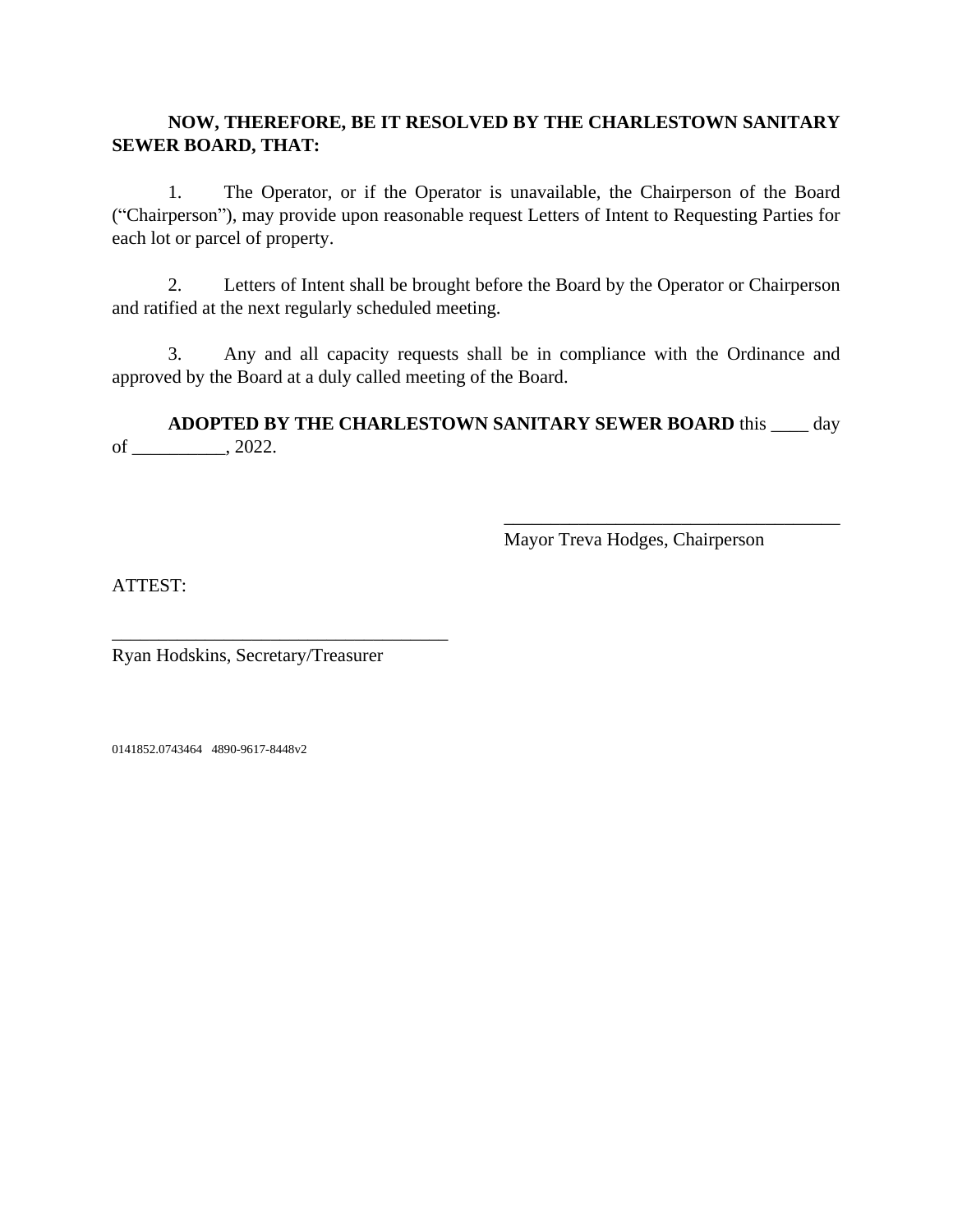**NOW, THEREFORE, BE IT RESOLVED BY THE CHARLESTOWN SANITARY SEWER BOARD, THAT:**

1. The Operator, or if the Operator is unavailable, the Chairperson of the Board ("Chairperson"), may provide upon reasonable request Letters of Intent to Requesting Parties for each lot or parcel of property.

2. Letters of Intent shall be brought before the Board by the Operator or Chairperson and ratified at the next regularly scheduled meeting.

3. Any and all capacity requests shall be in compliance with the Ordinance and approved by the Board at a duly called meeting of the Board.

**ADOPTED BY THE CHARLESTOWN SANITARY SEWER BOARD** this ____ day of __________, 2022.

____________________________________
Mayor Treva Hodges, Chairperson

ATTEST:

____________________________________
Ryan Hodskins, Secretary/Treasurer

0141852.0743464 4890-9617-8448v2